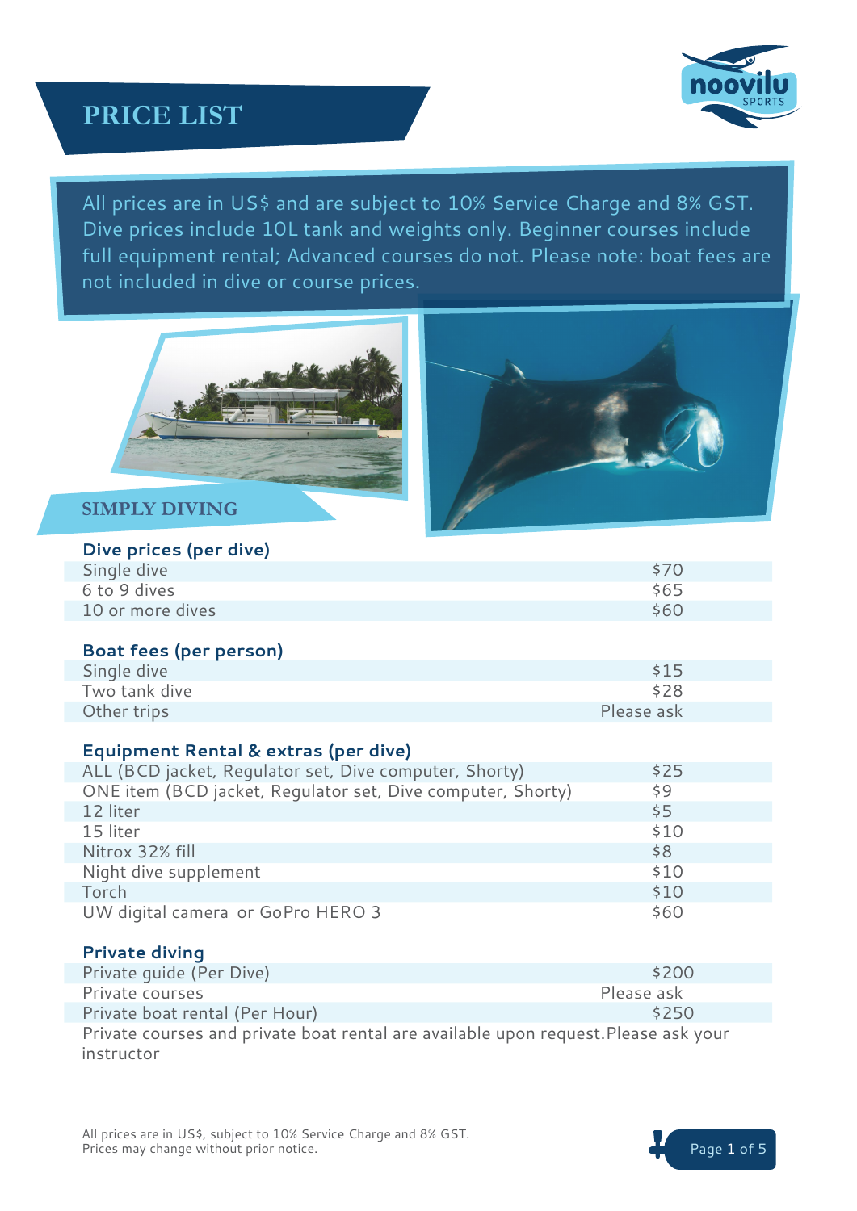# PRICE LIST

All prices are in US$ and are subject to 10% Service Charge and 8% GST. Dive prices include 10L tank and weights only. Beginner courses include full equipment rental; Advanced courses do not. Please note: boat fees are not included in dive or course prices.

## SIMPLY DIVING

### Dive prices (per dive)

| Item | Price |
|---|---|
| Single dive | $70 |
| 6 to 9 dives | $65 |
| 10 or more dives | $60 |

### Boat fees (per person)

| Item | Price |
|---|---|
| Single dive | $15 |
| Two tank dive | $28 |
| Other trips | Please ask |

### Equipment Rental & extras (per dive)

| Item | Price |
|---|---|
| ALL (BCD jacket, Regulator set, Dive computer, Shorty) | $25 |
| ONE item (BCD jacket, Regulator set, Dive computer, Shorty) | $9 |
| 12 liter | $5 |
| 15 liter | $10 |
| Nitrox 32% fill | $8 |
| Night dive supplement | $10 |
| Torch | $10 |
| UW digital camera or GoPro HERO 3 | $60 |

### Private diving

| Item | Price |
|---|---|
| Private guide (Per Dive) | $200 |
| Private courses | Please ask |
| Private boat rental (Per Hour) | $250 |

Private courses and private boat rental are available upon request.Please ask your instructor

All prices are in US$, subject to 10% Service Charge and 8% GST.
Prices may change without prior notice.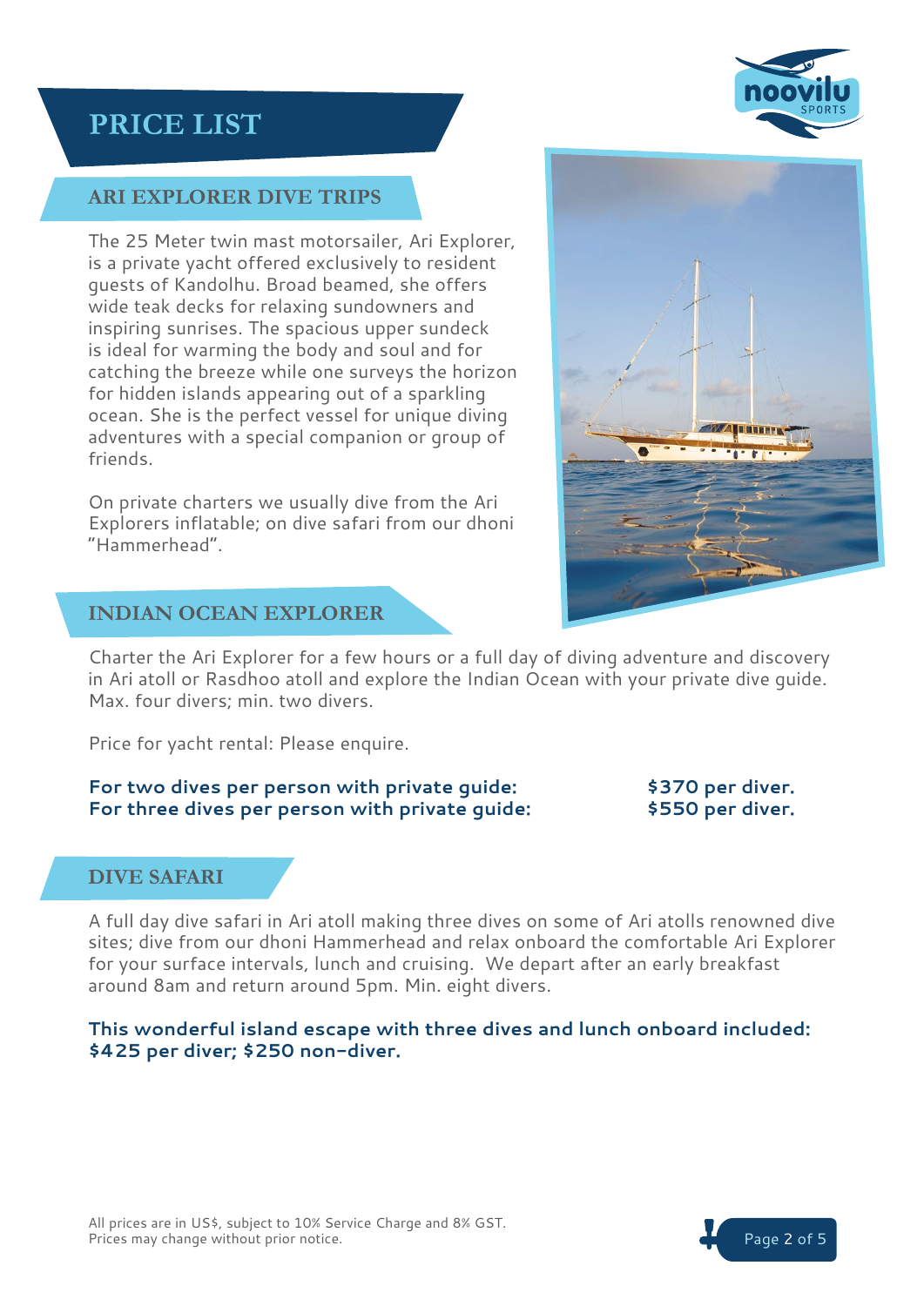# PRICE LIST

## ARI EXPLORER DIVE TRIPS

The 25 Meter twin mast motorsailer, Ari Explorer, is a private yacht offered exclusively to resident guests of Kandolhu. Broad beamed, she offers wide teak decks for relaxing sundowners and inspiring sunrises. The spacious upper sundeck is ideal for warming the body and soul and for catching the breeze while one surveys the horizon for hidden islands appearing out of a sparkling ocean. She is the perfect vessel for unique diving adventures with a special companion or group of friends.

On private charters we usually dive from the Ari Explorers inflatable; on dive safari from our dhoni "Hammerhead".

## INDIAN OCEAN EXPLORER

Charter the Ari Explorer for a few hours or a full day of diving adventure and discovery in Ari atoll or Rasdhoo atoll and explore the Indian Ocean with your private dive guide. Max. four divers; min. two divers.

Price for yacht rental: Please enquire.

**For two dives per person with private guide: $370 per diver.**
**For three dives per person with private guide: $550 per diver.**

## DIVE SAFARI

A full day dive safari in Ari atoll making three dives on some of Ari atolls renowned dive sites; dive from our dhoni Hammerhead and relax onboard the comfortable Ari Explorer for your surface intervals, lunch and cruising. We depart after an early breakfast around 8am and return around 5pm. Min. eight divers.

**This wonderful island escape with three dives and lunch onboard included: $425 per diver; $250 non-diver.**

All prices are in US$, subject to 10% Service Charge and 8% GST.
Prices may change without prior notice.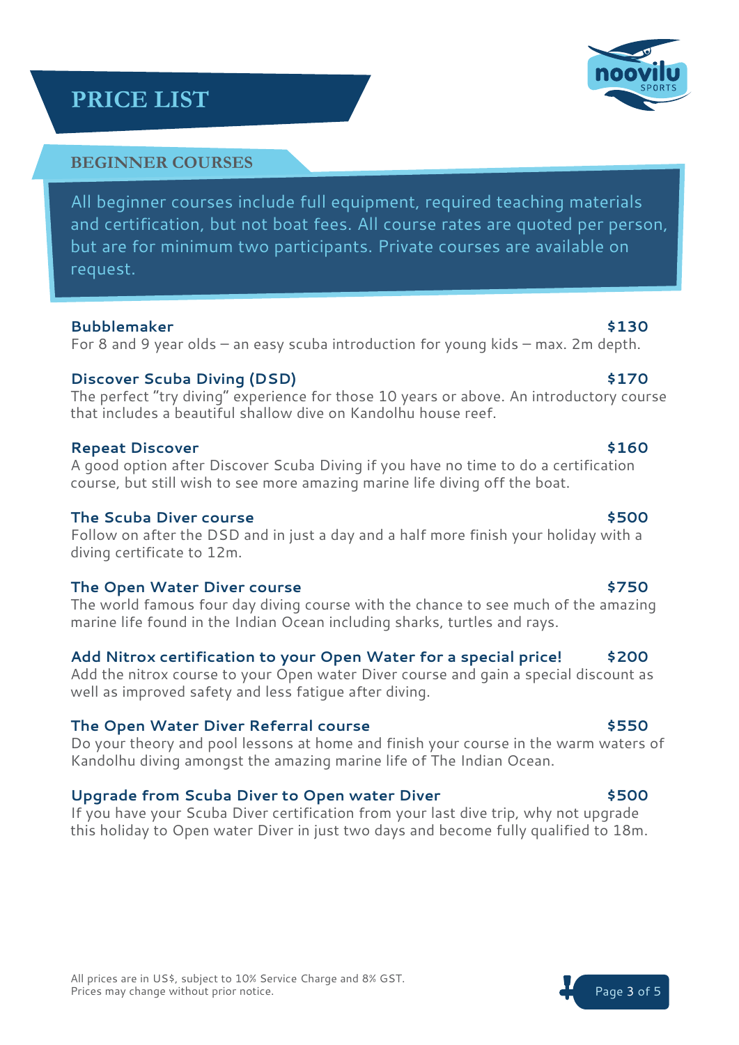# PRICE LIST

## BEGINNER COURSES

All beginner courses include full equipment, required teaching materials and certification, but not boat fees. All course rates are quoted per person, but are for minimum two participants. Private courses are available on request.

**Bubblemaker** **$130**
For 8 and 9 year olds – an easy scuba introduction for young kids – max. 2m depth.

**Discover Scuba Diving (DSD)** **$170**
The perfect "try diving" experience for those 10 years or above. An introductory course that includes a beautiful shallow dive on Kandolhu house reef.

**Repeat Discover** **$160**
A good option after Discover Scuba Diving if you have no time to do a certification course, but still wish to see more amazing marine life diving off the boat.

**The Scuba Diver course** **$500**
Follow on after the DSD and in just a day and a half more finish your holiday with a diving certificate to 12m.

**The Open Water Diver course** **$750**
The world famous four day diving course with the chance to see much of the amazing marine life found in the Indian Ocean including sharks, turtles and rays.

**Add Nitrox certification to your Open Water for a special price!** **$200**
Add the nitrox course to your Open water Diver course and gain a special discount as well as improved safety and less fatigue after diving.

**The Open Water Diver Referral course** **$550**
Do your theory and pool lessons at home and finish your course in the warm waters of Kandolhu diving amongst the amazing marine life of The Indian Ocean.

**Upgrade from Scuba Diver to Open water Diver** **$500**
If you have your Scuba Diver certification from your last dive trip, why not upgrade this holiday to Open water Diver in just two days and become fully qualified to 18m.

All prices are in US$, subject to 10% Service Charge and 8% GST.
Prices may change without prior notice.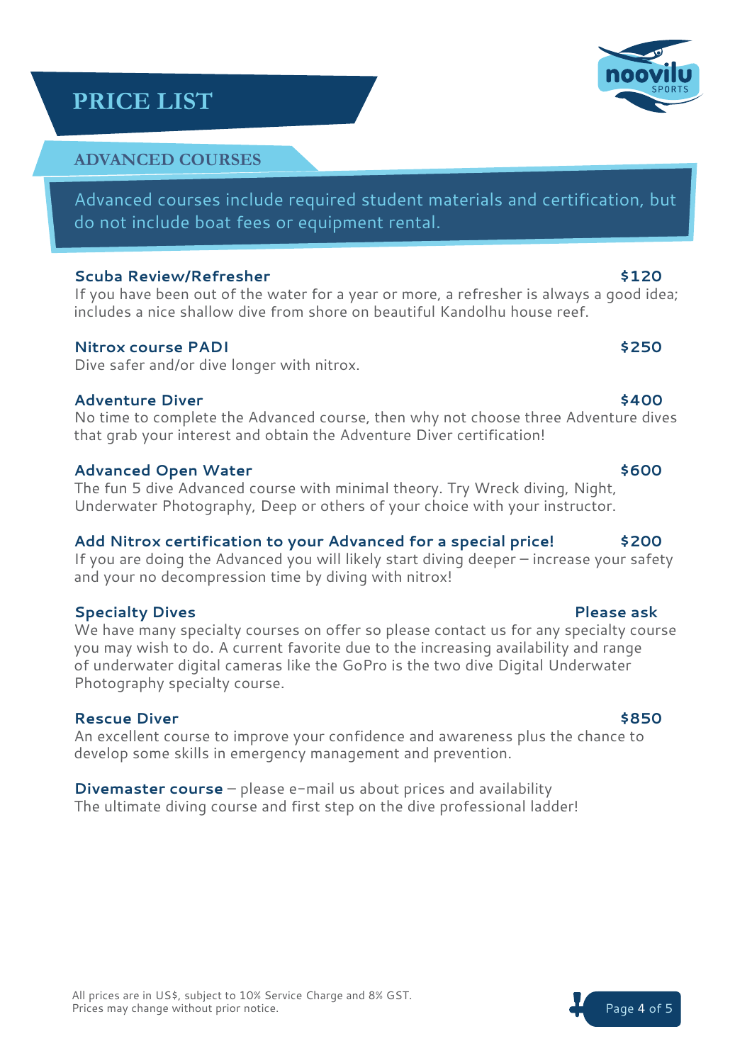# PRICE LIST

## ADVANCED COURSES

Advanced courses include required student materials and certification, but do not include boat fees or equipment rental.

**Scuba Review/Refresher** **$120**
If you have been out of the water for a year or more, a refresher is always a good idea; includes a nice shallow dive from shore on beautiful Kandolhu house reef.

**Nitrox course PADI** **$250**
Dive safer and/or dive longer with nitrox.

**Adventure Diver** **$400**
No time to complete the Advanced course, then why not choose three Adventure dives that grab your interest and obtain the Adventure Diver certification!

**Advanced Open Water** **$600**
The fun 5 dive Advanced course with minimal theory. Try Wreck diving, Night, Underwater Photography, Deep or others of your choice with your instructor.

**Add Nitrox certification to your Advanced for a special price!** **$200**
If you are doing the Advanced you will likely start diving deeper – increase your safety and your no decompression time by diving with nitrox!

**Specialty Dives** **Please ask**
We have many specialty courses on offer so please contact us for any specialty course you may wish to do. A current favorite due to the increasing availability and range of underwater digital cameras like the GoPro is the two dive Digital Underwater Photography specialty course.

**Rescue Diver** **$850**
An excellent course to improve your confidence and awareness plus the chance to develop some skills in emergency management and prevention.

**Divemaster course** – please e-mail us about prices and availability
The ultimate diving course and first step on the dive professional ladder!

All prices are in US$, subject to 10% Service Charge and 8% GST.
Prices may change without prior notice.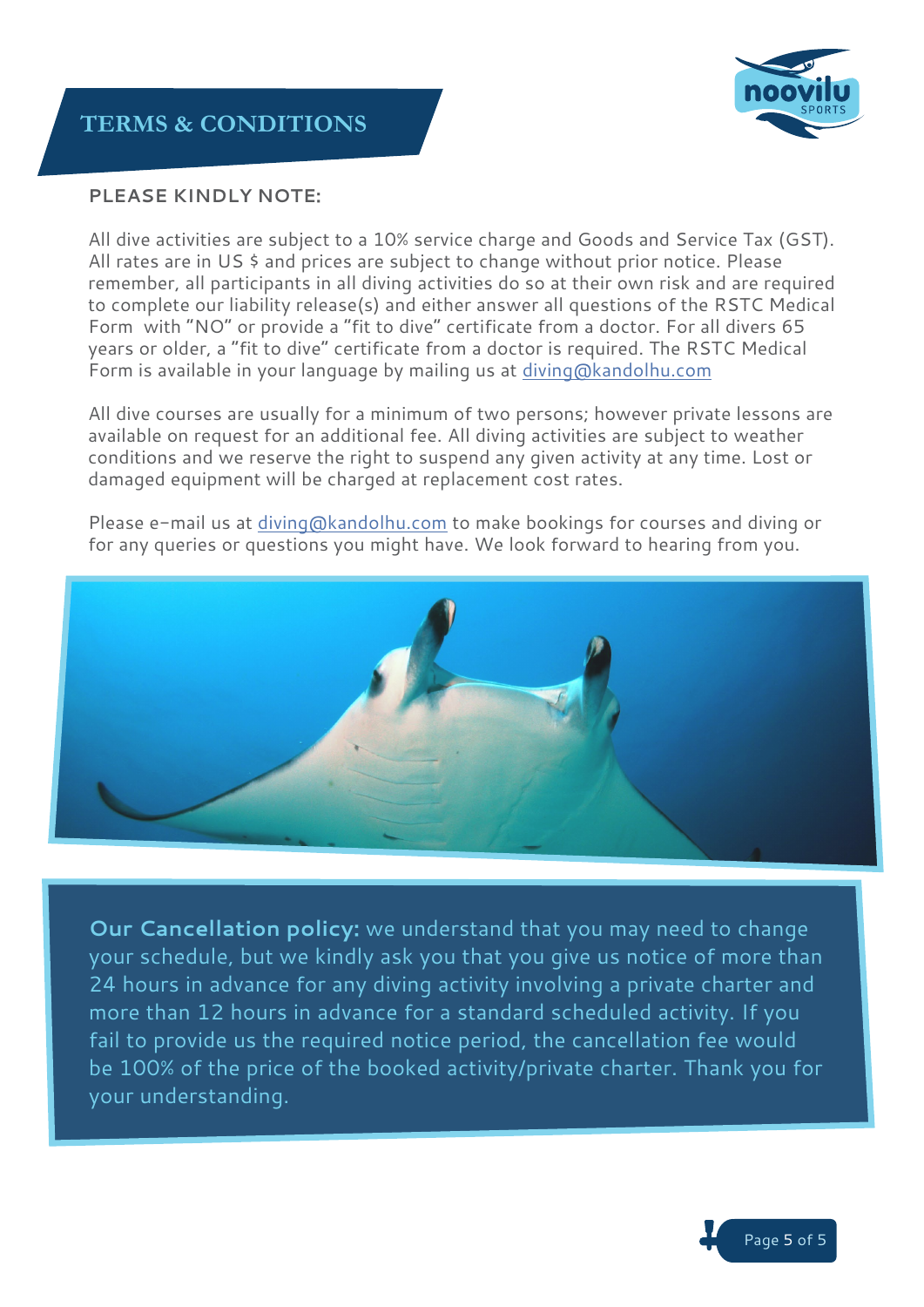# TERMS & CONDITIONS

**PLEASE KINDLY NOTE:**

All dive activities are subject to a 10% service charge and Goods and Service Tax (GST). All rates are in US $ and prices are subject to change without prior notice. Please remember, all participants in all diving activities do so at their own risk and are required to complete our liability release(s) and either answer all questions of the RSTC Medical Form with "NO" or provide a "fit to dive" certificate from a doctor. For all divers 65 years or older, a "fit to dive" certificate from a doctor is required. The RSTC Medical Form is available in your language by mailing us at diving@kandolhu.com

All dive courses are usually for a minimum of two persons; however private lessons are available on request for an additional fee. All diving activities are subject to weather conditions and we reserve the right to suspend any given activity at any time. Lost or damaged equipment will be charged at replacement cost rates.

Please e-mail us at diving@kandolhu.com to make bookings for courses and diving or for any queries or questions you might have. We look forward to hearing from you.

**Our Cancellation policy:** we understand that you may need to change your schedule, but we kindly ask you that you give us notice of more than 24 hours in advance for any diving activity involving a private charter and more than 12 hours in advance for a standard scheduled activity. If you fail to provide us the required notice period, the cancellation fee would be 100% of the price of the booked activity/private charter. Thank you for your understanding.